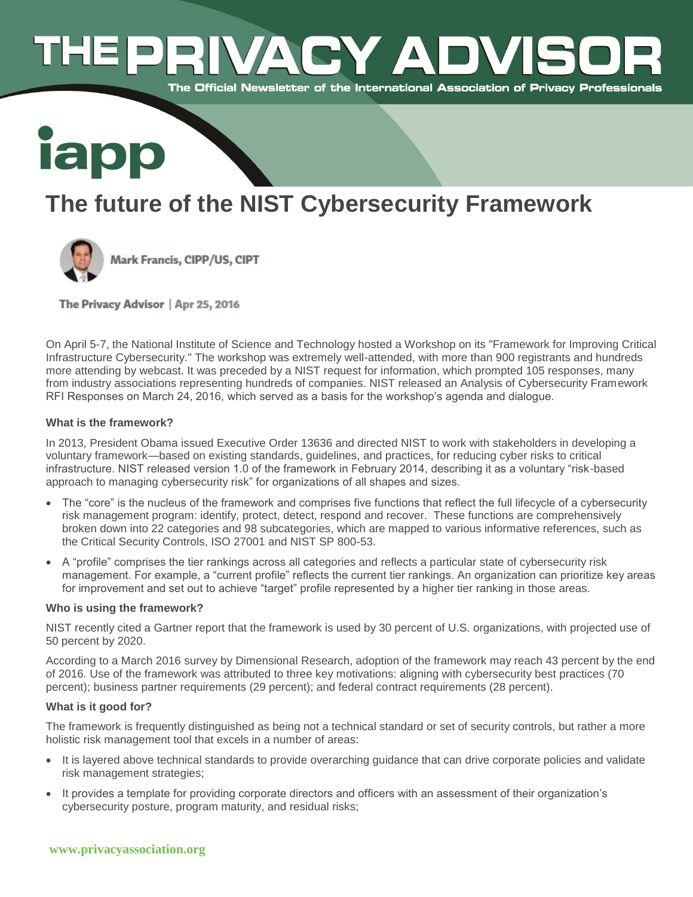# The future of the NIST Cybersecurity Framework

Mark Francis, CIPP/US, CIPT

The Privacy Advisor | Apr 25, 2016

On April 5-7, the National Institute of Science and Technology hosted a Workshop on its "Framework for Improving Critical Infrastructure Cybersecurity." The workshop was extremely well-attended, with more than 900 registrants and hundreds more attending by webcast. It was preceded by a NIST request for information, which prompted 105 responses, many from industry associations representing hundreds of companies. NIST released an Analysis of Cybersecurity Framework RFI Responses on March 24, 2016, which served as a basis for the workshop's agenda and dialogue.

**What is the framework?**

In 2013, President Obama issued Executive Order 13636 and directed NIST to work with stakeholders in developing a voluntary framework—based on existing standards, guidelines, and practices, for reducing cyber risks to critical infrastructure. NIST released version 1.0 of the framework in February 2014, describing it as a voluntary "risk-based approach to managing cybersecurity risk" for organizations of all shapes and sizes.

- The "core" is the nucleus of the framework and comprises five functions that reflect the full lifecycle of a cybersecurity risk management program: identify, protect, detect, respond and recover. These functions are comprehensively broken down into 22 categories and 98 subcategories, which are mapped to various informative references, such as the Critical Security Controls, ISO 27001 and NIST SP 800-53.
- A "profile" comprises the tier rankings across all categories and reflects a particular state of cybersecurity risk management. For example, a "current profile" reflects the current tier rankings. An organization can prioritize key areas for improvement and set out to achieve "target" profile represented by a higher tier ranking in those areas.

**Who is using the framework?**

NIST recently cited a Gartner report that the framework is used by 30 percent of U.S. organizations, with projected use of 50 percent by 2020.

According to a March 2016 survey by Dimensional Research, adoption of the framework may reach 43 percent by the end of 2016. Use of the framework was attributed to three key motivations: aligning with cybersecurity best practices (70 percent); business partner requirements (29 percent); and federal contract requirements (28 percent).

**What is it good for?**

The framework is frequently distinguished as being not a technical standard or set of security controls, but rather a more holistic risk management tool that excels in a number of areas:

- It is layered above technical standards to provide overarching guidance that can drive corporate policies and validate risk management strategies;
- It provides a template for providing corporate directors and officers with an assessment of their organization's cybersecurity posture, program maturity, and residual risks;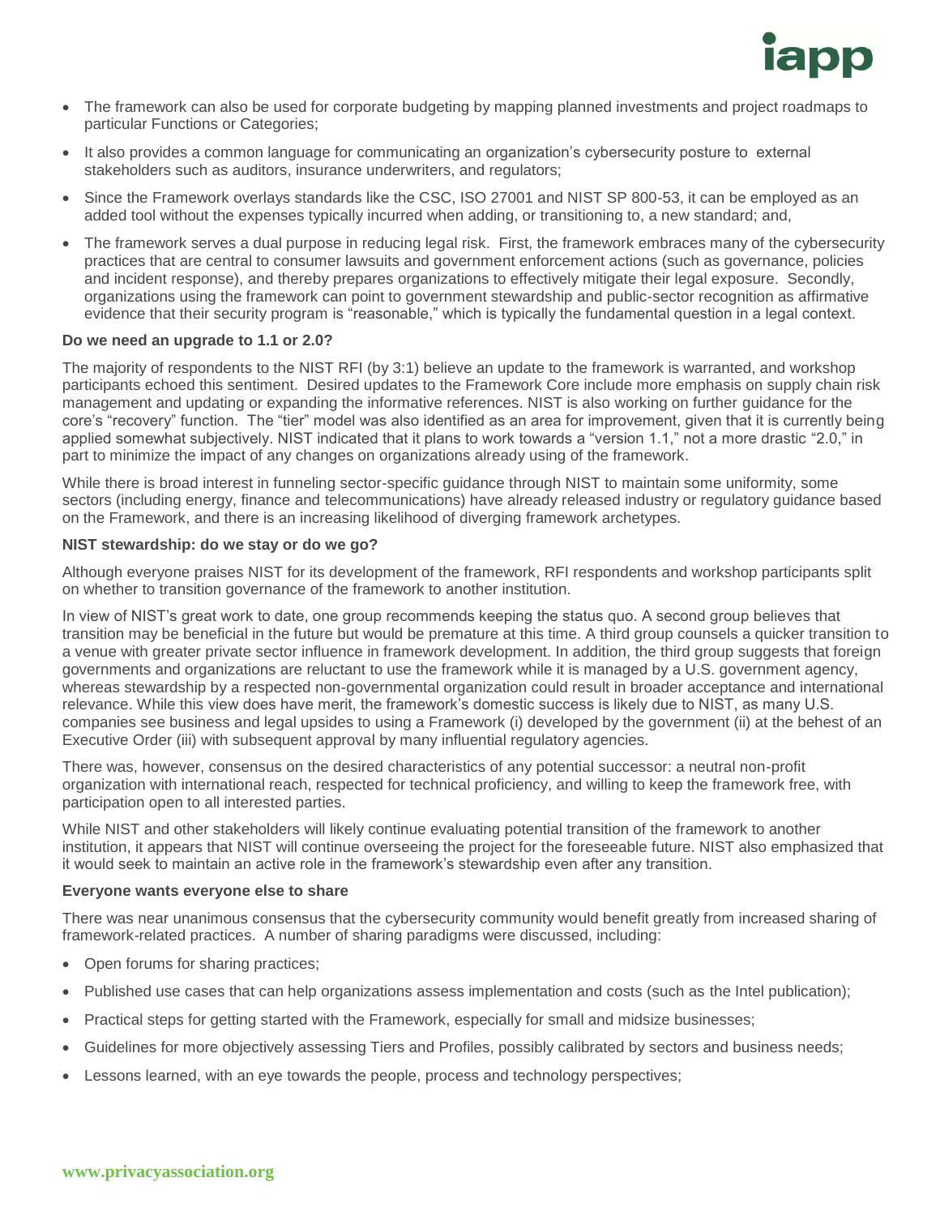- The framework can also be used for corporate budgeting by mapping planned investments and project roadmaps to particular Functions or Categories;
- It also provides a common language for communicating an organization's cybersecurity posture to external stakeholders such as auditors, insurance underwriters, and regulators;
- Since the Framework overlays standards like the CSC, ISO 27001 and NIST SP 800-53, it can be employed as an added tool without the expenses typically incurred when adding, or transitioning to, a new standard; and,
- The framework serves a dual purpose in reducing legal risk. First, the framework embraces many of the cybersecurity practices that are central to consumer lawsuits and government enforcement actions (such as governance, policies and incident response), and thereby prepares organizations to effectively mitigate their legal exposure. Secondly, organizations using the framework can point to government stewardship and public-sector recognition as affirmative evidence that their security program is "reasonable," which is typically the fundamental question in a legal context.

**Do we need an upgrade to 1.1 or 2.0?**

The majority of respondents to the NIST RFI (by 3:1) believe an update to the framework is warranted, and workshop participants echoed this sentiment. Desired updates to the Framework Core include more emphasis on supply chain risk management and updating or expanding the informative references. NIST is also working on further guidance for the core's "recovery" function. The "tier" model was also identified as an area for improvement, given that it is currently being applied somewhat subjectively. NIST indicated that it plans to work towards a "version 1.1," not a more drastic "2.0," in part to minimize the impact of any changes on organizations already using of the framework.

While there is broad interest in funneling sector-specific guidance through NIST to maintain some uniformity, some sectors (including energy, finance and telecommunications) have already released industry or regulatory guidance based on the Framework, and there is an increasing likelihood of diverging framework archetypes.

**NIST stewardship: do we stay or do we go?**

Although everyone praises NIST for its development of the framework, RFI respondents and workshop participants split on whether to transition governance of the framework to another institution.

In view of NIST's great work to date, one group recommends keeping the status quo. A second group believes that transition may be beneficial in the future but would be premature at this time. A third group counsels a quicker transition to a venue with greater private sector influence in framework development. In addition, the third group suggests that foreign governments and organizations are reluctant to use the framework while it is managed by a U.S. government agency, whereas stewardship by a respected non-governmental organization could result in broader acceptance and international relevance. While this view does have merit, the framework's domestic success is likely due to NIST, as many U.S. companies see business and legal upsides to using a Framework (i) developed by the government (ii) at the behest of an Executive Order (iii) with subsequent approval by many influential regulatory agencies.

There was, however, consensus on the desired characteristics of any potential successor: a neutral non-profit organization with international reach, respected for technical proficiency, and willing to keep the framework free, with participation open to all interested parties.

While NIST and other stakeholders will likely continue evaluating potential transition of the framework to another institution, it appears that NIST will continue overseeing the project for the foreseeable future. NIST also emphasized that it would seek to maintain an active role in the framework's stewardship even after any transition.

**Everyone wants everyone else to share**

There was near unanimous consensus that the cybersecurity community would benefit greatly from increased sharing of framework-related practices. A number of sharing paradigms were discussed, including:

- Open forums for sharing practices;
- Published use cases that can help organizations assess implementation and costs (such as the Intel publication);
- Practical steps for getting started with the Framework, especially for small and midsize businesses;
- Guidelines for more objectively assessing Tiers and Profiles, possibly calibrated by sectors and business needs;
- Lessons learned, with an eye towards the people, process and technology perspectives;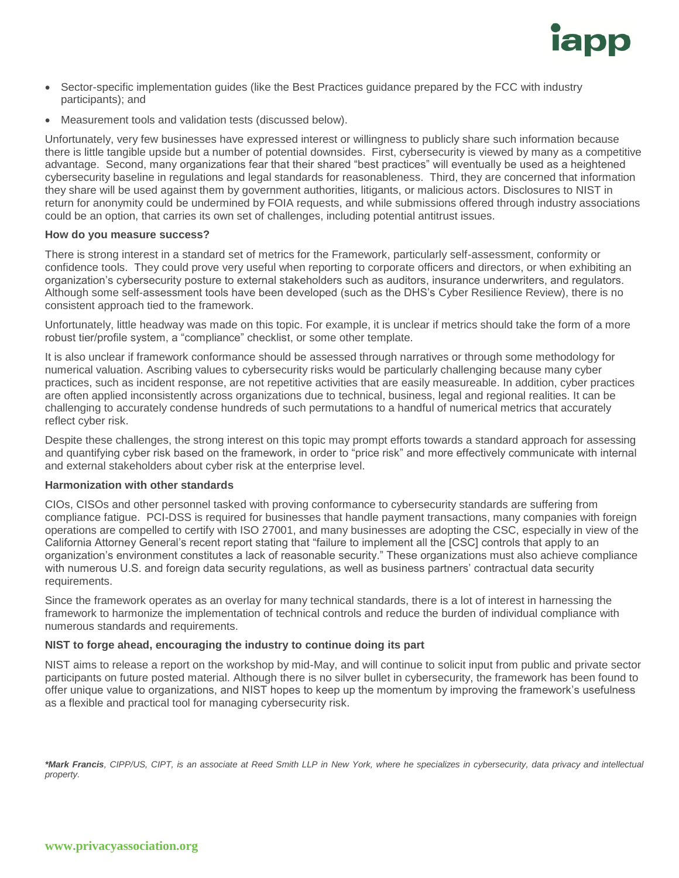- Sector-specific implementation guides (like the Best Practices guidance prepared by the FCC with industry participants); and
- Measurement tools and validation tests (discussed below).

Unfortunately, very few businesses have expressed interest or willingness to publicly share such information because there is little tangible upside but a number of potential downsides. First, cybersecurity is viewed by many as a competitive advantage. Second, many organizations fear that their shared "best practices" will eventually be used as a heightened cybersecurity baseline in regulations and legal standards for reasonableness. Third, they are concerned that information they share will be used against them by government authorities, litigants, or malicious actors. Disclosures to NIST in return for anonymity could be undermined by FOIA requests, and while submissions offered through industry associations could be an option, that carries its own set of challenges, including potential antitrust issues.

**How do you measure success?**

There is strong interest in a standard set of metrics for the Framework, particularly self-assessment, conformity or confidence tools. They could prove very useful when reporting to corporate officers and directors, or when exhibiting an organization's cybersecurity posture to external stakeholders such as auditors, insurance underwriters, and regulators. Although some self-assessment tools have been developed (such as the DHS's Cyber Resilience Review), there is no consistent approach tied to the framework.

Unfortunately, little headway was made on this topic. For example, it is unclear if metrics should take the form of a more robust tier/profile system, a "compliance" checklist, or some other template.

It is also unclear if framework conformance should be assessed through narratives or through some methodology for numerical valuation. Ascribing values to cybersecurity risks would be particularly challenging because many cyber practices, such as incident response, are not repetitive activities that are easily measureable. In addition, cyber practices are often applied inconsistently across organizations due to technical, business, legal and regional realities. It can be challenging to accurately condense hundreds of such permutations to a handful of numerical metrics that accurately reflect cyber risk.

Despite these challenges, the strong interest on this topic may prompt efforts towards a standard approach for assessing and quantifying cyber risk based on the framework, in order to "price risk" and more effectively communicate with internal and external stakeholders about cyber risk at the enterprise level.

**Harmonization with other standards**

CIOs, CISOs and other personnel tasked with proving conformance to cybersecurity standards are suffering from compliance fatigue. PCI-DSS is required for businesses that handle payment transactions, many companies with foreign operations are compelled to certify with ISO 27001, and many businesses are adopting the CSC, especially in view of the California Attorney General's recent report stating that "failure to implement all the [CSC] controls that apply to an organization's environment constitutes a lack of reasonable security." These organizations must also achieve compliance with numerous U.S. and foreign data security regulations, as well as business partners' contractual data security requirements.

Since the framework operates as an overlay for many technical standards, there is a lot of interest in harnessing the framework to harmonize the implementation of technical controls and reduce the burden of individual compliance with numerous standards and requirements.

**NIST to forge ahead, encouraging the industry to continue doing its part**

NIST aims to release a report on the workshop by mid-May, and will continue to solicit input from public and private sector participants on future posted material. Although there is no silver bullet in cybersecurity, the framework has been found to offer unique value to organizations, and NIST hopes to keep up the momentum by improving the framework's usefulness as a flexible and practical tool for managing cybersecurity risk.

***Mark Francis***, *CIPP/US, CIPT, is an associate at Reed Smith LLP in New York, where he specializes in cybersecurity, data privacy and intellectual property.*